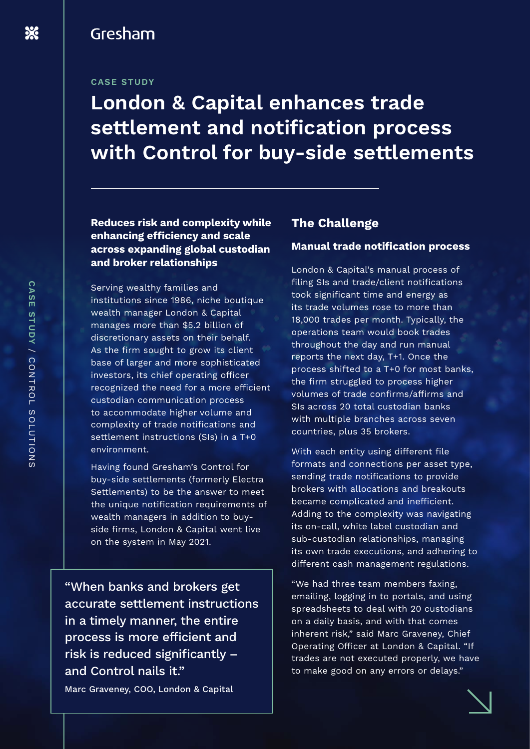Gresham

CASE STUDY

# London & Capital enhances trade settlement and notification process with Control for buy-side settlements

**Reduces risk and complexity while enhancing efficiency and scale across expanding global custodian and broker relationships**

Serving wealthy families and institutions since 1986, niche boutique wealth manager London & Capital manages more than $5.2 billion of discretionary assets on their behalf. As the firm sought to grow its client base of larger and more sophisticated investors, its chief operating officer recognized the need for a more efficient custodian communication process to accommodate higher volume and complexity of trade notifications and settlement instructions (SIs) in a T+0 environment.

Having found Gresham's Control for buy-side settlements (formerly Electra Settlements) to be the answer to meet the unique notification requirements of wealth managers in addition to buy-side firms, London & Capital went live on the system in May 2021.

> "When banks and brokers get accurate settlement instructions in a timely manner, the entire process is more efficient and risk is reduced significantly – and Control nails it."
>
> Marc Graveney, COO, London & Capital

## The Challenge

### Manual trade notification process

London & Capital's manual process of filing SIs and trade/client notifications took significant time and energy as its trade volumes rose to more than 18,000 trades per month. Typically, the operations team would book trades throughout the day and run manual reports the next day, T+1. Once the process shifted to a T+0 for most banks, the firm struggled to process higher volumes of trade confirms/affirms and SIs across 20 total custodian banks with multiple branches across seven countries, plus 35 brokers.

With each entity using different file formats and connections per asset type, sending trade notifications to provide brokers with allocations and breakouts became complicated and inefficient. Adding to the complexity was navigating its on-call, white label custodian and sub-custodian relationships, managing its own trade executions, and adhering to different cash management regulations.

"We had three team members faxing, emailing, logging in to portals, and using spreadsheets to deal with 20 custodians on a daily basis, and with that comes inherent risk," said Marc Graveney, Chief Operating Officer at London & Capital. "If trades are not executed properly, we have to make good on any errors or delays."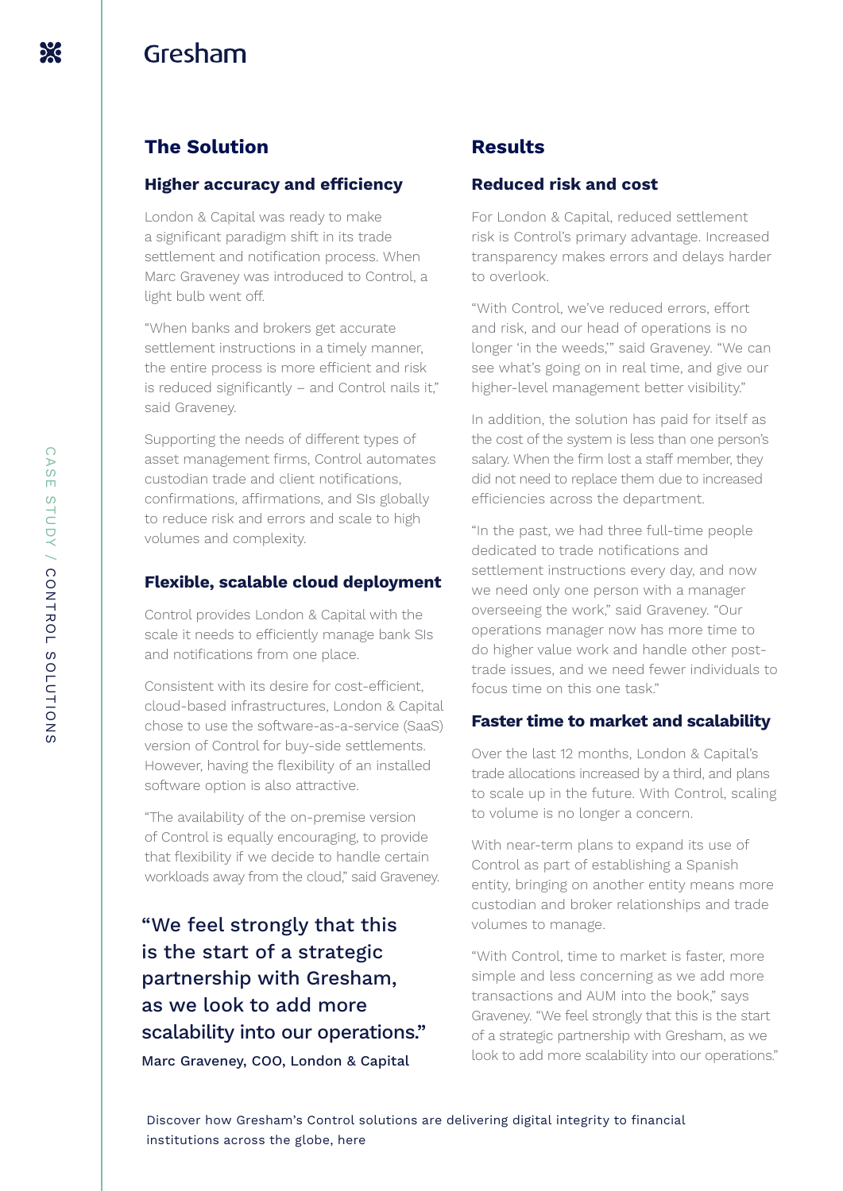## The Solution

### Higher accuracy and efficiency

London & Capital was ready to make a significant paradigm shift in its trade settlement and notification process. When Marc Graveney was introduced to Control, a light bulb went off.

"When banks and brokers get accurate settlement instructions in a timely manner, the entire process is more efficient and risk is reduced significantly – and Control nails it," said Graveney.

Supporting the needs of different types of asset management firms, Control automates custodian trade and client notifications, confirmations, affirmations, and SIs globally to reduce risk and errors and scale to high volumes and complexity.

### Flexible, scalable cloud deployment

Control provides London & Capital with the scale it needs to efficiently manage bank SIs and notifications from one place.

Consistent with its desire for cost-efficient, cloud-based infrastructures, London & Capital chose to use the software-as-a-service (SaaS) version of Control for buy-side settlements. However, having the flexibility of an installed software option is also attractive.

"The availability of the on-premise version of Control is equally encouraging, to provide that flexibility if we decide to handle certain workloads away from the cloud," said Graveney.

> "We feel strongly that this is the start of a strategic partnership with Gresham, as we look to add more scalability into our operations."
>
> Marc Graveney, COO, London & Capital

## Results

### Reduced risk and cost

For London & Capital, reduced settlement risk is Control's primary advantage. Increased transparency makes errors and delays harder to overlook.

"With Control, we've reduced errors, effort and risk, and our head of operations is no longer 'in the weeds,'" said Graveney. "We can see what's going on in real time, and give our higher-level management better visibility."

In addition, the solution has paid for itself as the cost of the system is less than one person's salary. When the firm lost a staff member, they did not need to replace them due to increased efficiencies across the department.

"In the past, we had three full-time people dedicated to trade notifications and settlement instructions every day, and now we need only one person with a manager overseeing the work," said Graveney. "Our operations manager now has more time to do higher value work and handle other post-trade issues, and we need fewer individuals to focus time on this one task."

### Faster time to market and scalability

Over the last 12 months, London & Capital's trade allocations increased by a third, and plans to scale up in the future. With Control, scaling to volume is no longer a concern.

With near-term plans to expand its use of Control as part of establishing a Spanish entity, bringing on another entity means more custodian and broker relationships and trade volumes to manage.

"With Control, time to market is faster, more simple and less concerning as we add more transactions and AUM into the book," says Graveney. "We feel strongly that this is the start of a strategic partnership with Gresham, as we look to add more scalability into our operations."

Discover how Gresham's Control solutions are delivering digital integrity to financial institutions across the globe, here